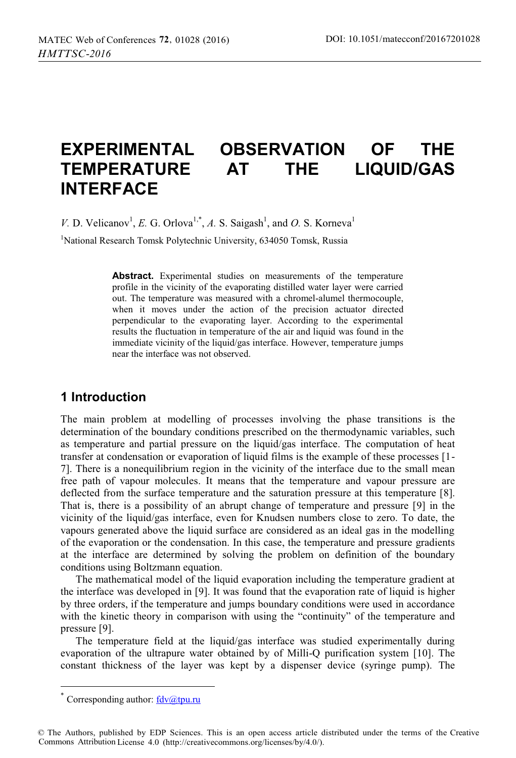# EXPERIMENTAL OBSERVATION OF THE TEMPERATURE AT THE LIQUID/GAS INTERFACE

*V.* D. Velicanov[1], *E.* G. Orlova[1,*], *A.* S. Saigash[1], and *O.* S. Korneva[1]

[1]National Research Tomsk Polytechnic University, 634050 Tomsk, Russia

**Abstract.** Experimental studies on measurements of the temperature profile in the vicinity of the evaporating distilled water layer were carried out. The temperature was measured with a chromel-alumel thermocouple, when it moves under the action of the precision actuator directed perpendicular to the evaporating layer. According to the experimental results the fluctuation in temperature of the air and liquid was found in the immediate vicinity of the liquid/gas interface. However, temperature jumps near the interface was not observed.

## 1 Introduction

The main problem at modelling of processes involving the phase transitions is the determination of the boundary conditions prescribed on the thermodynamic variables, such as temperature and partial pressure on the liquid/gas interface. The computation of heat transfer at condensation or evaporation of liquid films is the example of these processes [1-7]. There is a nonequilibrium region in the vicinity of the interface due to the small mean free path of vapour molecules. It means that the temperature and vapour pressure are deflected from the surface temperature and the saturation pressure at this temperature [8]. That is, there is a possibility of an abrupt change of temperature and pressure [9] in the vicinity of the liquid/gas interface, even for Knudsen numbers close to zero. To date, the vapours generated above the liquid surface are considered as an ideal gas in the modelling of the evaporation or the condensation. In this case, the temperature and pressure gradients at the interface are determined by solving the problem on definition of the boundary conditions using Boltzmann equation.

The mathematical model of the liquid evaporation including the temperature gradient at the interface was developed in [9]. It was found that the evaporation rate of liquid is higher by three orders, if the temperature and jumps boundary conditions were used in accordance with the kinetic theory in comparison with using the "continuity" of the temperature and pressure [9].

The temperature field at the liquid/gas interface was studied experimentally during evaporation of the ultrapure water obtained by of Milli-Q purification system [10]. The constant thickness of the layer was kept by a dispenser device (syringe pump). The

[*] Corresponding author: fdv@tpu.ru

© The Authors, published by EDP Sciences. This is an open access article distributed under the terms of the Creative Commons Attribution License 4.0 (http://creativecommons.org/licenses/by/4.0/).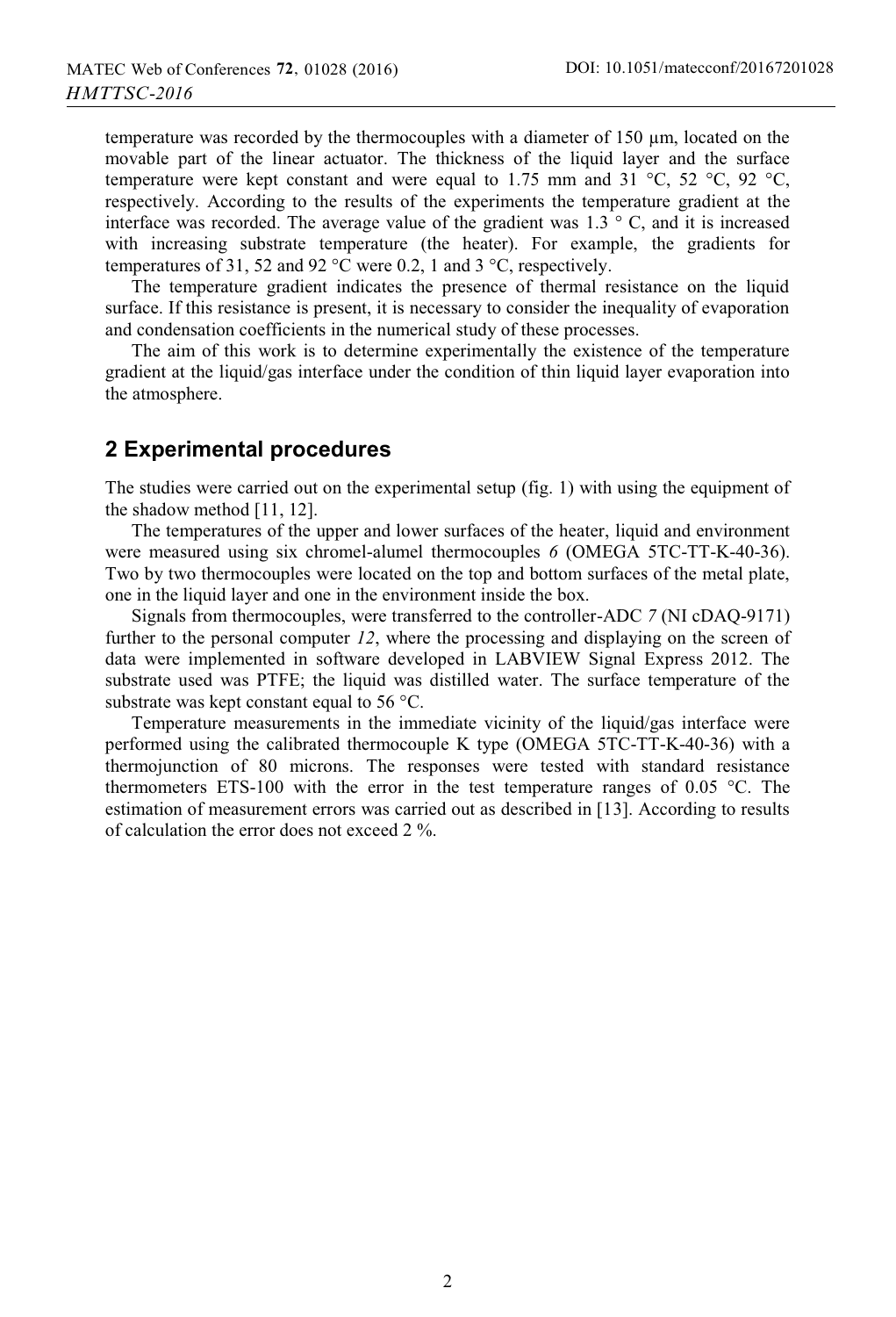temperature was recorded by the thermocouples with a diameter of 150 μm, located on the movable part of the linear actuator. The thickness of the liquid layer and the surface temperature were kept constant and were equal to 1.75 mm and 31 °C, 52 °C, 92 °C, respectively. According to the results of the experiments the temperature gradient at the interface was recorded. The average value of the gradient was 1.3 ° C, and it is increased with increasing substrate temperature (the heater). For example, the gradients for temperatures of 31, 52 and 92 °C were 0.2, 1 and 3 °C, respectively.

The temperature gradient indicates the presence of thermal resistance on the liquid surface. If this resistance is present, it is necessary to consider the inequality of evaporation and condensation coefficients in the numerical study of these processes.

The aim of this work is to determine experimentally the existence of the temperature gradient at the liquid/gas interface under the condition of thin liquid layer evaporation into the atmosphere.

## 2 Experimental procedures

The studies were carried out on the experimental setup (fig. 1) with using the equipment of the shadow method [11, 12].

The temperatures of the upper and lower surfaces of the heater, liquid and environment were measured using six chromel-alumel thermocouples *6* (OMEGA 5TC-TT-K-40-36). Two by two thermocouples were located on the top and bottom surfaces of the metal plate, one in the liquid layer and one in the environment inside the box.

Signals from thermocouples, were transferred to the controller-ADC *7* (NI cDAQ-9171) further to the personal computer *12*, where the processing and displaying on the screen of data were implemented in software developed in LABVIEW Signal Express 2012. The substrate used was PTFE; the liquid was distilled water. The surface temperature of the substrate was kept constant equal to 56 °C.

Temperature measurements in the immediate vicinity of the liquid/gas interface were performed using the calibrated thermocouple K type (OMEGA 5TC-TT-K-40-36) with a thermojunction of 80 microns. The responses were tested with standard resistance thermometers ETS-100 with the error in the test temperature ranges of 0.05 °C. The estimation of measurement errors was carried out as described in [13]. According to results of calculation the error does not exceed 2 %.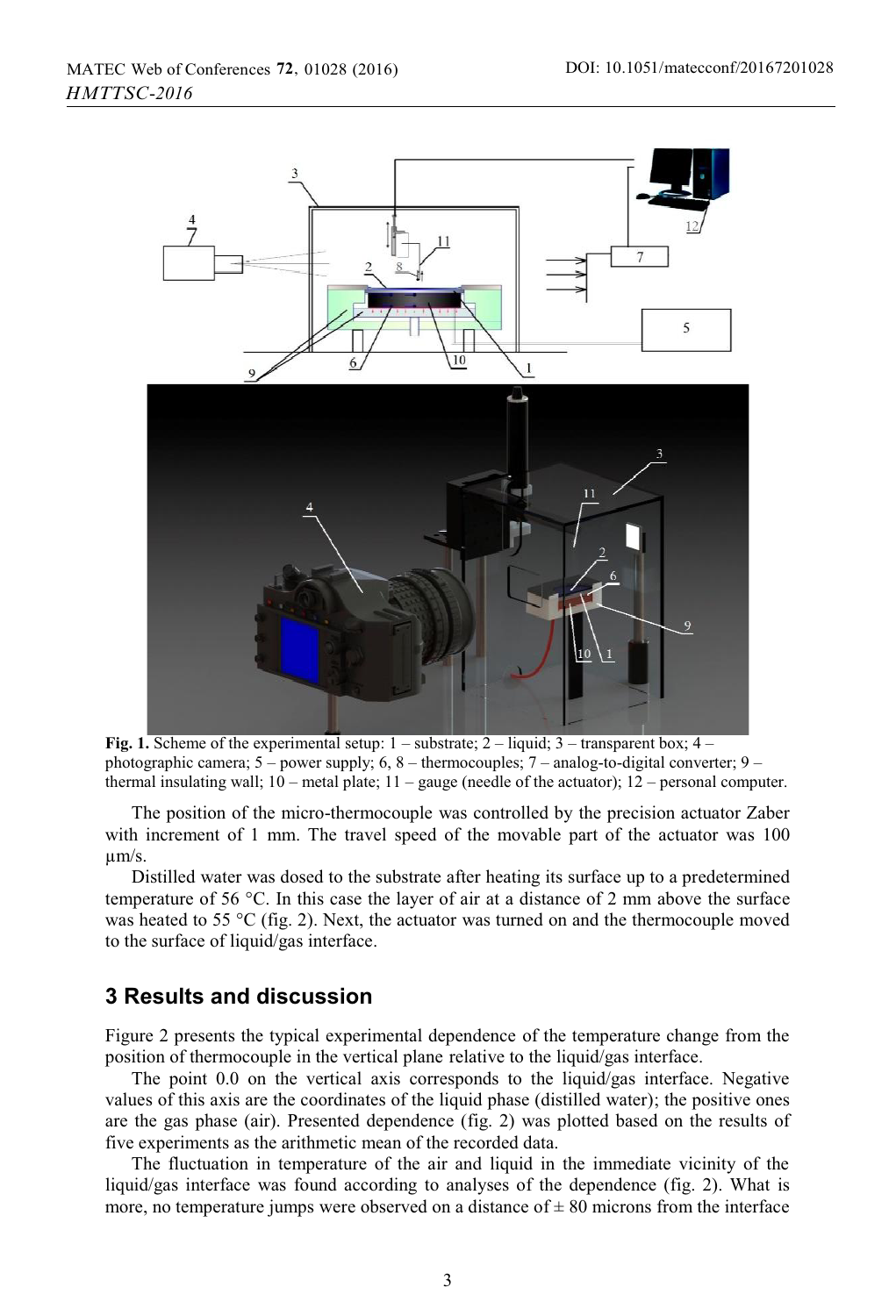**Fig. 1.** Scheme of the experimental setup: 1 – substrate; 2 – liquid; 3 – transparent box; 4 – photographic camera; 5 – power supply; 6, 8 – thermocouples; 7 – analog-to-digital converter; 9 – thermal insulating wall; 10 – metal plate; 11 – gauge (needle of the actuator); 12 – personal computer.

The position of the micro-thermocouple was controlled by the precision actuator Zaber with increment of 1 mm. The travel speed of the movable part of the actuator was 100 μm/s.

Distilled water was dosed to the substrate after heating its surface up to a predetermined temperature of 56 °C. In this case the layer of air at a distance of 2 mm above the surface was heated to 55 °C (fig. 2). Next, the actuator was turned on and the thermocouple moved to the surface of liquid/gas interface.

## 3 Results and discussion

Figure 2 presents the typical experimental dependence of the temperature change from the position of thermocouple in the vertical plane relative to the liquid/gas interface.

The point 0.0 on the vertical axis corresponds to the liquid/gas interface. Negative values of this axis are the coordinates of the liquid phase (distilled water); the positive ones are the gas phase (air). Presented dependence (fig. 2) was plotted based on the results of five experiments as the arithmetic mean of the recorded data.

The fluctuation in temperature of the air and liquid in the immediate vicinity of the liquid/gas interface was found according to analyses of the dependence (fig. 2). What is more, no temperature jumps were observed on a distance of ± 80 microns from the interface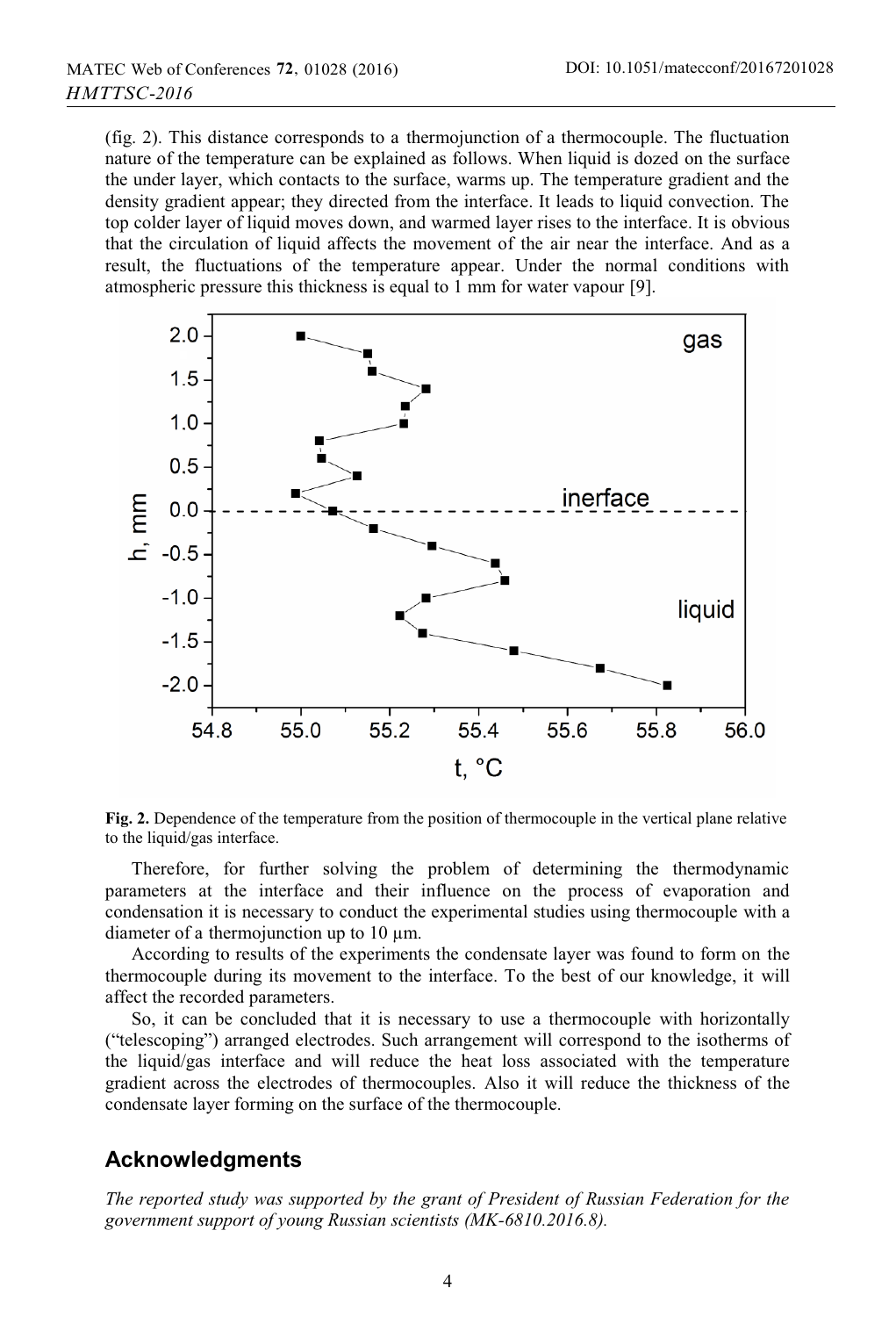(fig. 2). This distance corresponds to a thermojunction of a thermocouple. The fluctuation nature of the temperature can be explained as follows. When liquid is dozed on the surface the under layer, which contacts to the surface, warms up. The temperature gradient and the density gradient appear; they directed from the interface. It leads to liquid convection. The top colder layer of liquid moves down, and warmed layer rises to the interface. It is obvious that the circulation of liquid affects the movement of the air near the interface. And as a result, the fluctuations of the temperature appear. Under the normal conditions with atmospheric pressure this thickness is equal to 1 mm for water vapour [9].

**Fig. 2.** Dependence of the temperature from the position of thermocouple in the vertical plane relative to the liquid/gas interface.

Therefore, for further solving the problem of determining the thermodynamic parameters at the interface and their influence on the process of evaporation and condensation it is necessary to conduct the experimental studies using thermocouple with a diameter of a thermojunction up to 10 μm.

According to results of the experiments the condensate layer was found to form on the thermocouple during its movement to the interface. To the best of our knowledge, it will affect the recorded parameters.

So, it can be concluded that it is necessary to use a thermocouple with horizontally ("telescoping") arranged electrodes. Such arrangement will correspond to the isotherms of the liquid/gas interface and will reduce the heat loss associated with the temperature gradient across the electrodes of thermocouples. Also it will reduce the thickness of the condensate layer forming on the surface of the thermocouple.

## Acknowledgments

*The reported study was supported by the grant of President of Russian Federation for the government support of young Russian scientists (MK-6810.2016.8).*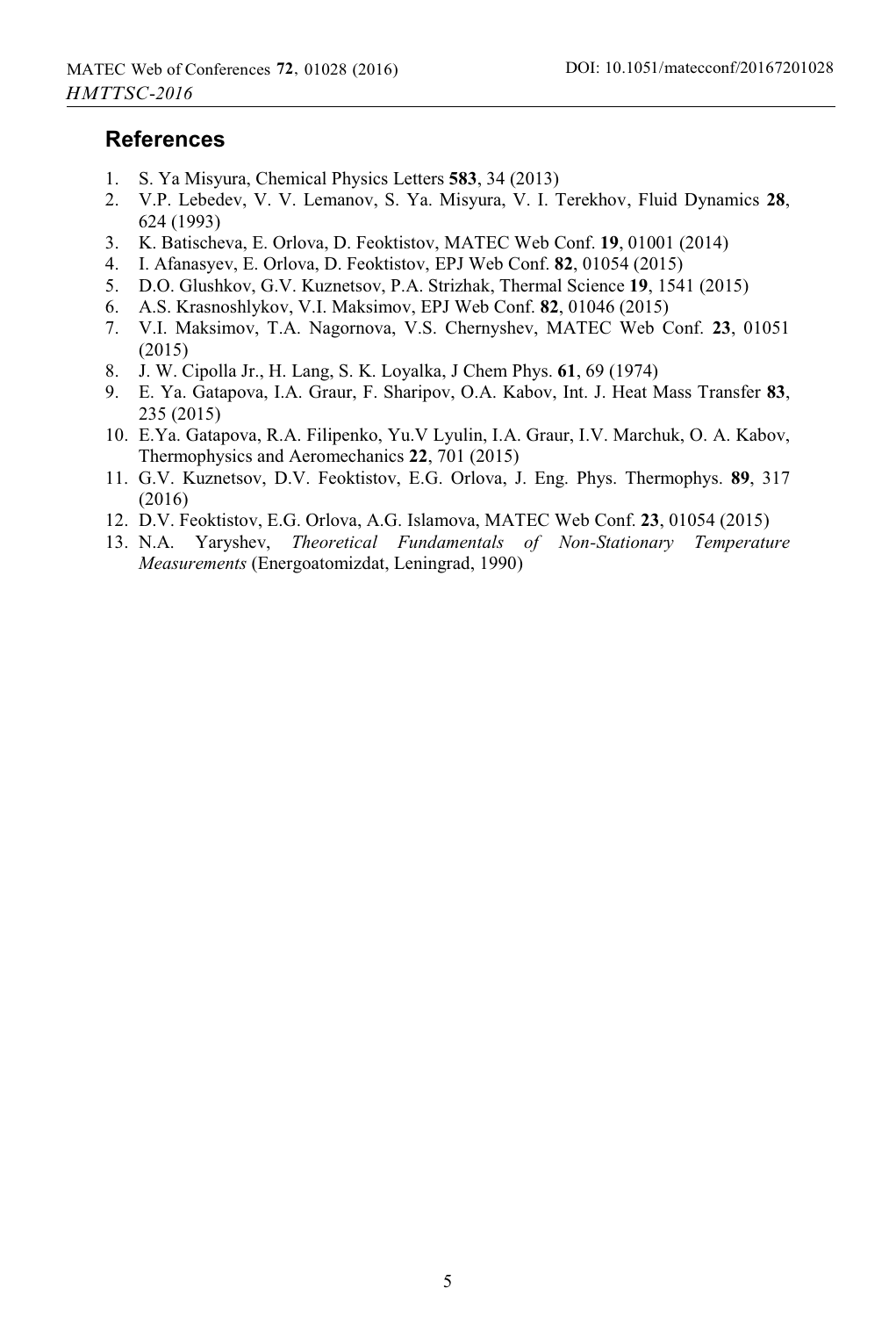## References

1. S. Ya Misyura, Chemical Physics Letters **583**, 34 (2013)
2. V.P. Lebedev, V. V. Lemanov, S. Ya. Misyura, V. I. Terekhov, Fluid Dynamics **28**, 624 (1993)
3. K. Batischeva, E. Orlova, D. Feoktistov, MATEC Web Conf. **19**, 01001 (2014)
4. I. Afanasyev, E. Orlova, D. Feoktistov, EPJ Web Conf. **82**, 01054 (2015)
5. D.O. Glushkov, G.V. Kuznetsov, P.A. Strizhak, Thermal Science **19**, 1541 (2015)
6. A.S. Krasnoshlykov, V.I. Maksimov, EPJ Web Conf. **82**, 01046 (2015)
7. V.I. Maksimov, T.A. Nagornova, V.S. Chernyshev, MATEC Web Conf. **23**, 01051 (2015)
8. J. W. Cipolla Jr., H. Lang, S. K. Loyalka, J Chem Phys. **61**, 69 (1974)
9. E. Ya. Gatapova, I.A. Graur, F. Sharipov, O.A. Kabov, Int. J. Heat Mass Transfer **83**, 235 (2015)
10. E.Ya. Gatapova, R.A. Filipenko, Yu.V Lyulin, I.A. Graur, I.V. Marchuk, O. A. Kabov, Thermophysics and Aeromechanics **22**, 701 (2015)
11. G.V. Kuznetsov, D.V. Feoktistov, E.G. Orlova, J. Eng. Phys. Thermophys. **89**, 317 (2016)
12. D.V. Feoktistov, E.G. Orlova, A.G. Islamova, MATEC Web Conf. **23**, 01054 (2015)
13. N.A. Yaryshev, *Theoretical Fundamentals of Non-Stationary Temperature Measurements* (Energoatomizdat, Leningrad, 1990)